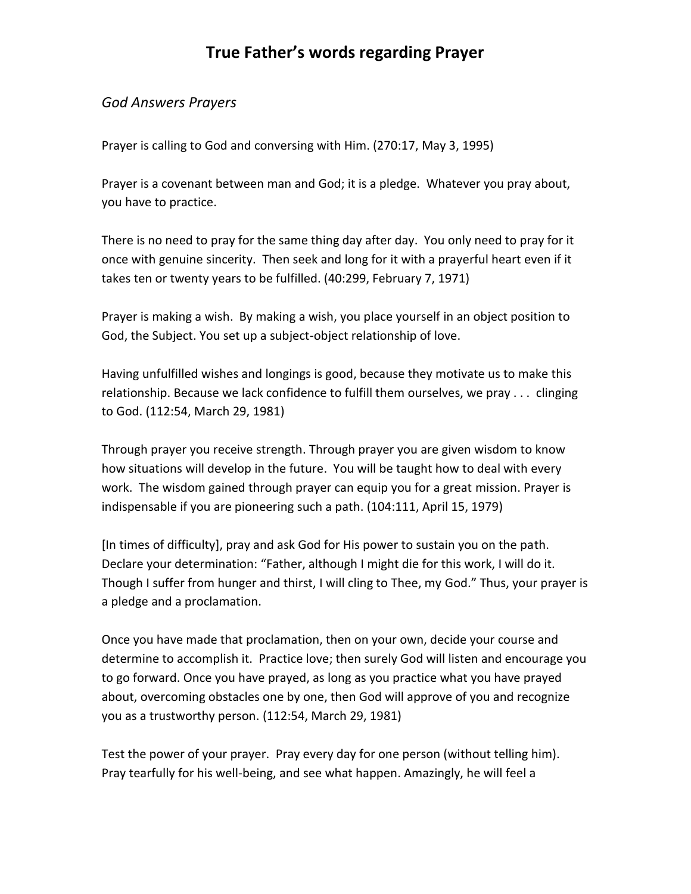# True Father's words regarding Prayer

## *God Answers Prayers*

Prayer is calling to God and conversing with Him. (270:17, May 3, 1995)

Prayer is a covenant between man and God; it is a pledge. Whatever you pray about, you have to practice.

There is no need to pray for the same thing day after day. You only need to pray for it once with genuine sincerity. Then seek and long for it with a prayerful heart even if it takes ten or twenty years to be fulfilled. (40:299, February 7, 1971)

Prayer is making a wish. By making a wish, you place yourself in an object position to God, the Subject. You set up a subject-object relationship of love.

Having unfulfilled wishes and longings is good, because they motivate us to make this relationship. Because we lack confidence to fulfill them ourselves, we pray . . . clinging to God. (112:54, March 29, 1981)

Through prayer you receive strength. Through prayer you are given wisdom to know how situations will develop in the future. You will be taught how to deal with every work. The wisdom gained through prayer can equip you for a great mission. Prayer is indispensable if you are pioneering such a path. (104:111, April 15, 1979)

[In times of difficulty], pray and ask God for His power to sustain you on the path. Declare your determination: "Father, although I might die for this work, I will do it. Though I suffer from hunger and thirst, I will cling to Thee, my God." Thus, your prayer is a pledge and a proclamation.

Once you have made that proclamation, then on your own, decide your course and determine to accomplish it. Practice love; then surely God will listen and encourage you to go forward. Once you have prayed, as long as you practice what you have prayed about, overcoming obstacles one by one, then God will approve of you and recognize you as a trustworthy person. (112:54, March 29, 1981)

Test the power of your prayer. Pray every day for one person (without telling him). Pray tearfully for his well-being, and see what happen. Amazingly, he will feel a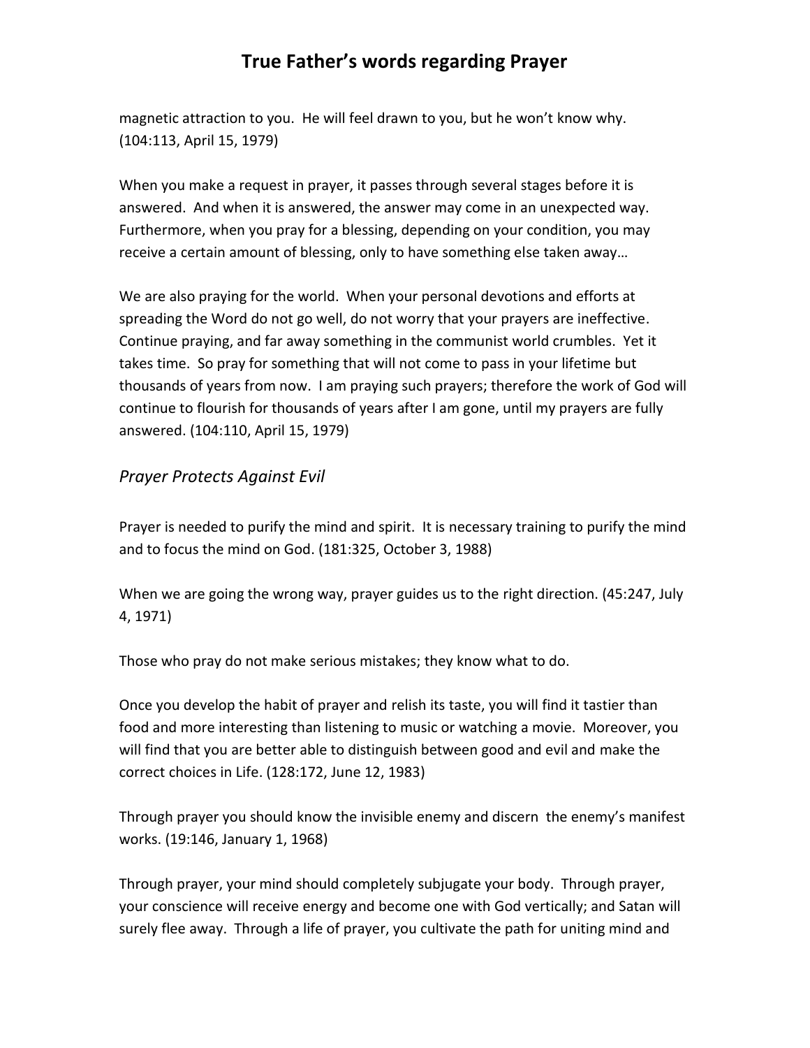magnetic attraction to you. He will feel drawn to you, but he won't know why. (104:113, April 15, 1979)

When you make a request in prayer, it passes through several stages before it is answered. And when it is answered, the answer may come in an unexpected way. Furthermore, when you pray for a blessing, depending on your condition, you may receive a certain amount of blessing, only to have something else taken away…

We are also praying for the world. When your personal devotions and efforts at spreading the Word do not go well, do not worry that your prayers are ineffective. Continue praying, and far away something in the communist world crumbles. Yet it takes time. So pray for something that will not come to pass in your lifetime but thousands of years from now. I am praying such prayers; therefore the work of God will continue to flourish for thousands of years after I am gone, until my prayers are fully answered. (104:110, April 15, 1979)

## *Prayer Protects Against Evil*

Prayer is needed to purify the mind and spirit. It is necessary training to purify the mind and to focus the mind on God. (181:325, October 3, 1988)

When we are going the wrong way, prayer guides us to the right direction. (45:247, July 4, 1971)

Those who pray do not make serious mistakes; they know what to do.

Once you develop the habit of prayer and relish its taste, you will find it tastier than food and more interesting than listening to music or watching a movie. Moreover, you will find that you are better able to distinguish between good and evil and make the correct choices in Life. (128:172, June 12, 1983)

Through prayer you should know the invisible enemy and discern the enemy's manifest works. (19:146, January 1, 1968)

Through prayer, your mind should completely subjugate your body. Through prayer, your conscience will receive energy and become one with God vertically; and Satan will surely flee away. Through a life of prayer, you cultivate the path for uniting mind and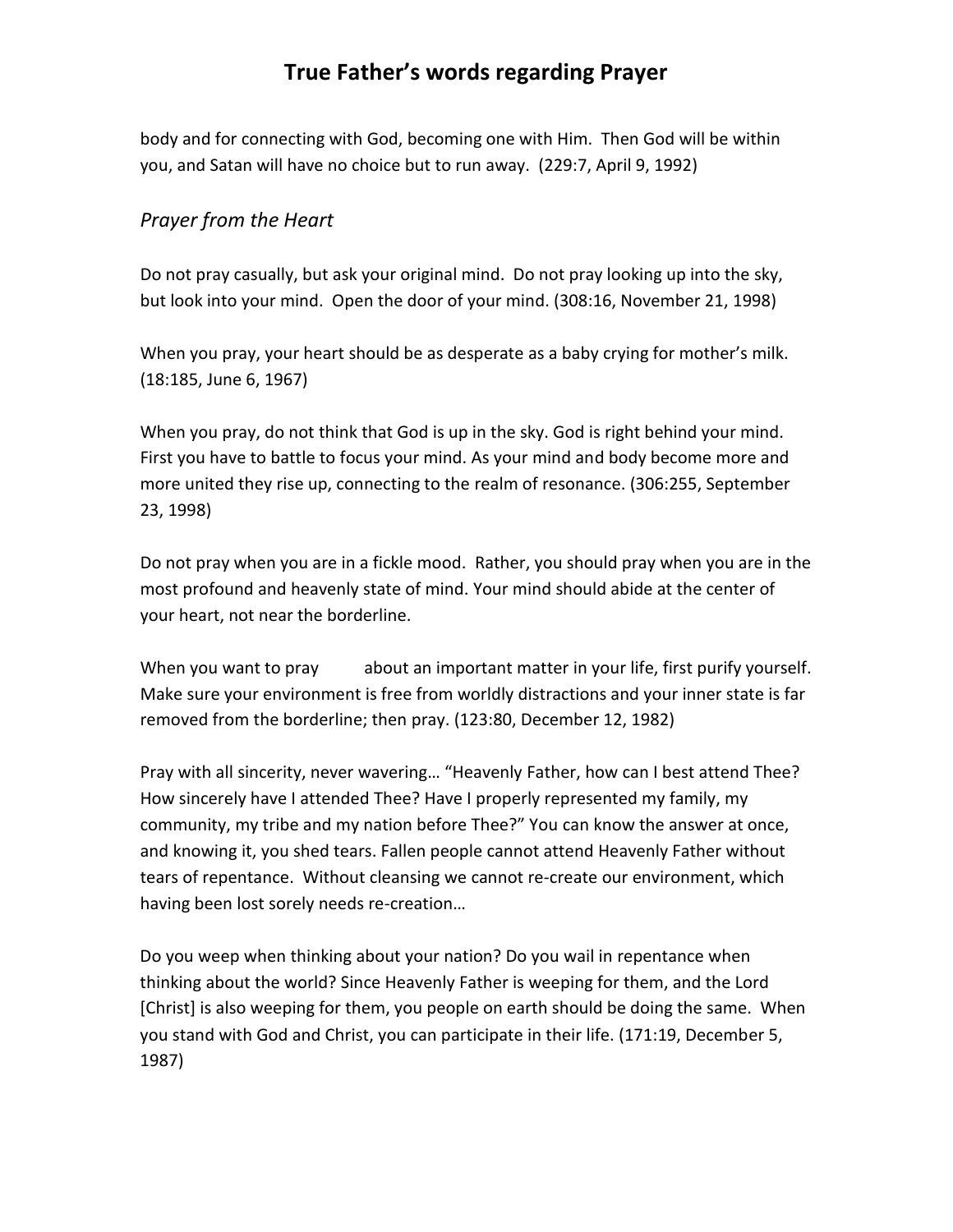body and for connecting with God, becoming one with Him. Then God will be within you, and Satan will have no choice but to run away. (229:7, April 9, 1992)

## *Prayer from the Heart*

Do not pray casually, but ask your original mind. Do not pray looking up into the sky, but look into your mind. Open the door of your mind. (308:16, November 21, 1998)

When you pray, your heart should be as desperate as a baby crying for mother's milk. (18:185, June 6, 1967)

When you pray, do not think that God is up in the sky. God is right behind your mind. First you have to battle to focus your mind. As your mind and body become more and more united they rise up, connecting to the realm of resonance. (306:255, September 23, 1998)

Do not pray when you are in a fickle mood. Rather, you should pray when you are in the most profound and heavenly state of mind. Your mind should abide at the center of your heart, not near the borderline.

When you want to pray about an important matter in your life, first purify yourself. Make sure your environment is free from worldly distractions and your inner state is far removed from the borderline; then pray. (123:80, December 12, 1982)

Pray with all sincerity, never wavering… "Heavenly Father, how can I best attend Thee? How sincerely have I attended Thee? Have I properly represented my family, my community, my tribe and my nation before Thee?" You can know the answer at once, and knowing it, you shed tears. Fallen people cannot attend Heavenly Father without tears of repentance. Without cleansing we cannot re-create our environment, which having been lost sorely needs re-creation…

Do you weep when thinking about your nation? Do you wail in repentance when thinking about the world? Since Heavenly Father is weeping for them, and the Lord [Christ] is also weeping for them, you people on earth should be doing the same. When you stand with God and Christ, you can participate in their life. (171:19, December 5, 1987)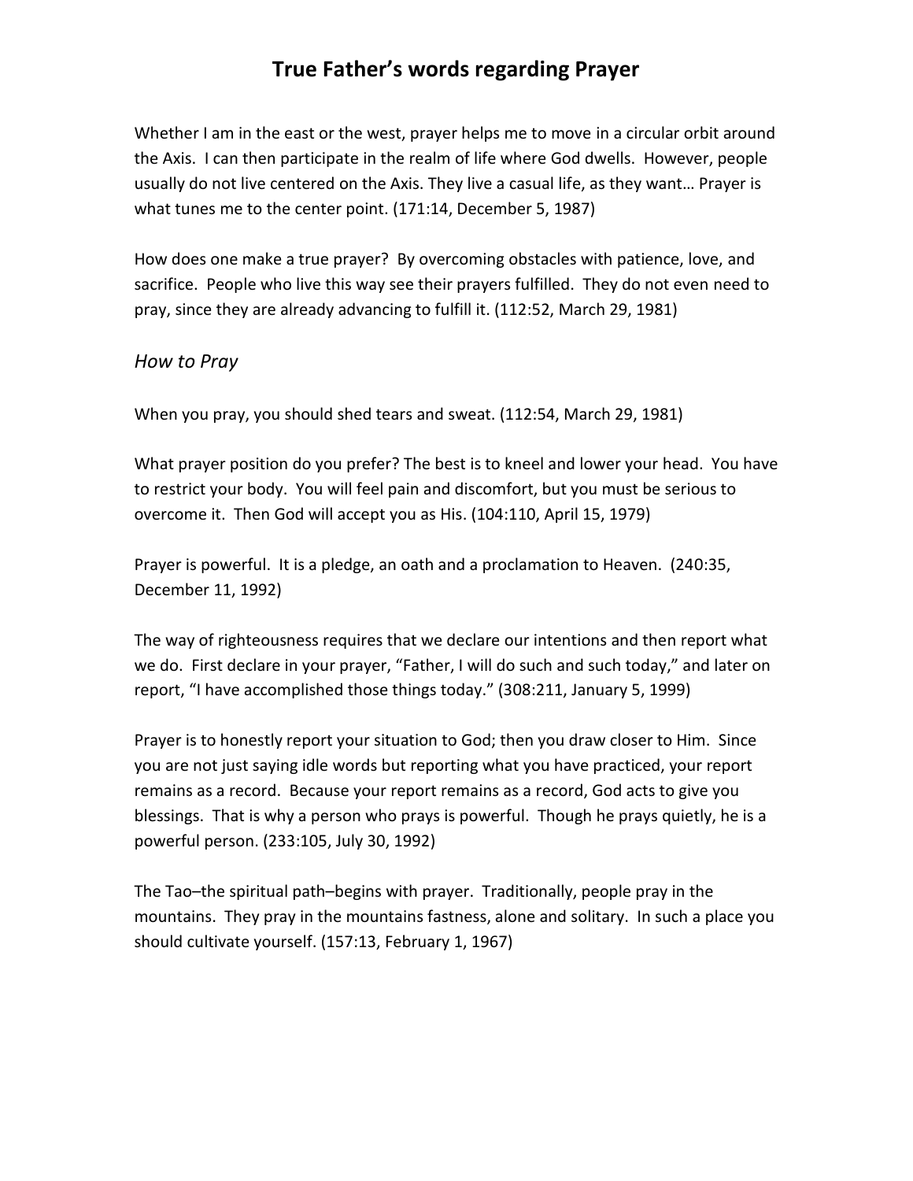# True Father's words regarding Prayer

Whether I am in the east or the west, prayer helps me to move in a circular orbit around the Axis. I can then participate in the realm of life where God dwells. However, people usually do not live centered on the Axis. They live a casual life, as they want… Prayer is what tunes me to the center point. (171:14, December 5, 1987)

How does one make a true prayer? By overcoming obstacles with patience, love, and sacrifice. People who live this way see their prayers fulfilled. They do not even need to pray, since they are already advancing to fulfill it. (112:52, March 29, 1981)

## *How to Pray*

When you pray, you should shed tears and sweat. (112:54, March 29, 1981)

What prayer position do you prefer? The best is to kneel and lower your head. You have to restrict your body. You will feel pain and discomfort, but you must be serious to overcome it. Then God will accept you as His. (104:110, April 15, 1979)

Prayer is powerful. It is a pledge, an oath and a proclamation to Heaven. (240:35, December 11, 1992)

The way of righteousness requires that we declare our intentions and then report what we do. First declare in your prayer, "Father, I will do such and such today," and later on report, "I have accomplished those things today." (308:211, January 5, 1999)

Prayer is to honestly report your situation to God; then you draw closer to Him. Since you are not just saying idle words but reporting what you have practiced, your report remains as a record. Because your report remains as a record, God acts to give you blessings. That is why a person who prays is powerful. Though he prays quietly, he is a powerful person. (233:105, July 30, 1992)

The Tao–the spiritual path–begins with prayer. Traditionally, people pray in the mountains. They pray in the mountains fastness, alone and solitary. In such a place you should cultivate yourself. (157:13, February 1, 1967)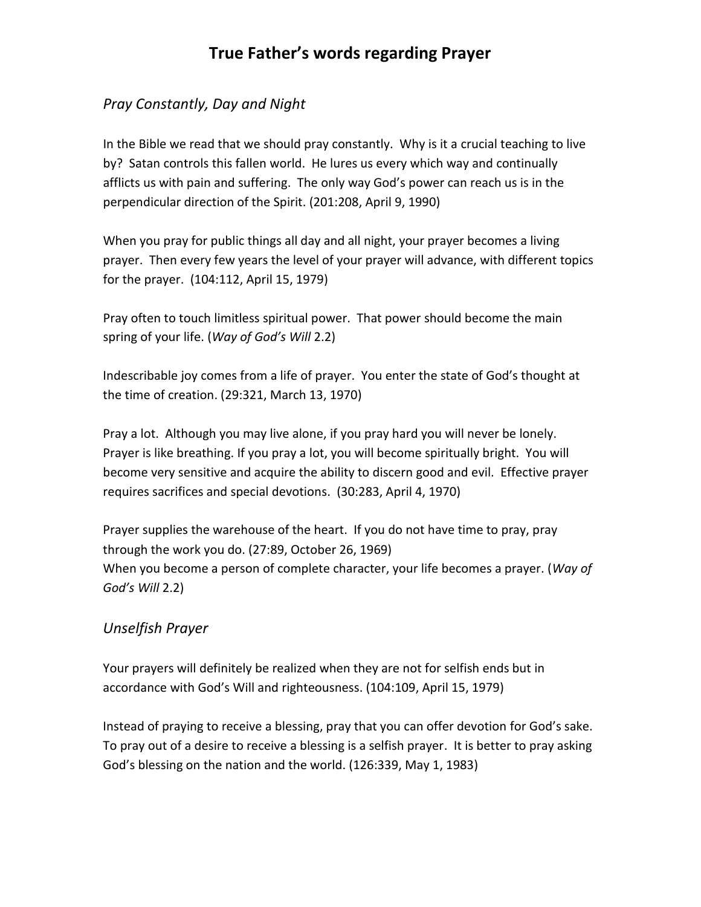# True Father's words regarding Prayer

## *Pray Constantly, Day and Night*

In the Bible we read that we should pray constantly. Why is it a crucial teaching to live by? Satan controls this fallen world. He lures us every which way and continually afflicts us with pain and suffering. The only way God's power can reach us is in the perpendicular direction of the Spirit. (201:208, April 9, 1990)

When you pray for public things all day and all night, your prayer becomes a living prayer. Then every few years the level of your prayer will advance, with different topics for the prayer. (104:112, April 15, 1979)

Pray often to touch limitless spiritual power. That power should become the main spring of your life. (*Way of God's Will* 2.2)

Indescribable joy comes from a life of prayer. You enter the state of God's thought at the time of creation. (29:321, March 13, 1970)

Pray a lot. Although you may live alone, if you pray hard you will never be lonely. Prayer is like breathing. If you pray a lot, you will become spiritually bright. You will become very sensitive and acquire the ability to discern good and evil. Effective prayer requires sacrifices and special devotions. (30:283, April 4, 1970)

Prayer supplies the warehouse of the heart. If you do not have time to pray, pray through the work you do. (27:89, October 26, 1969)
When you become a person of complete character, your life becomes a prayer. (*Way of God's Will* 2.2)

## *Unselfish Prayer*

Your prayers will definitely be realized when they are not for selfish ends but in accordance with God's Will and righteousness. (104:109, April 15, 1979)

Instead of praying to receive a blessing, pray that you can offer devotion for God's sake. To pray out of a desire to receive a blessing is a selfish prayer. It is better to pray asking God's blessing on the nation and the world. (126:339, May 1, 1983)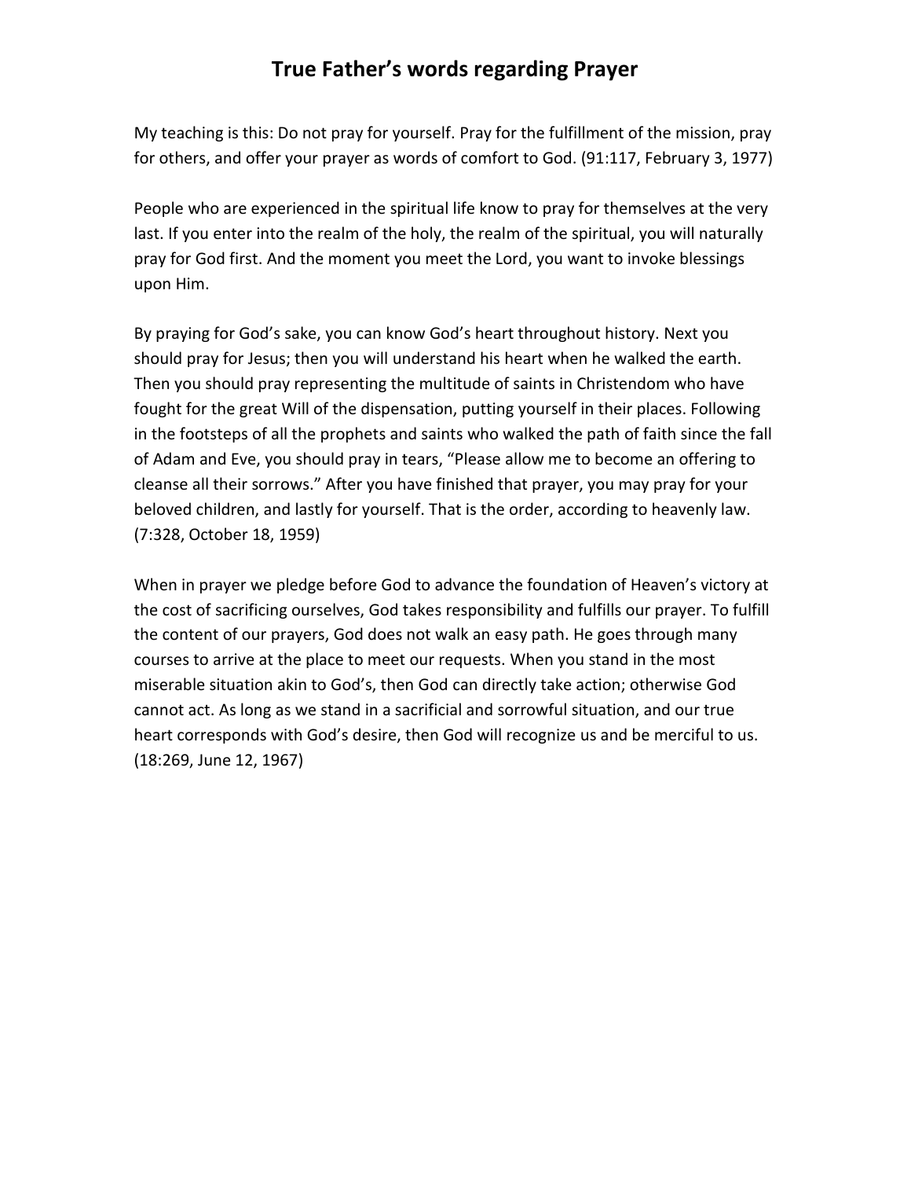# True Father's words regarding Prayer

My teaching is this: Do not pray for yourself. Pray for the fulfillment of the mission, pray for others, and offer your prayer as words of comfort to God. (91:117, February 3, 1977)

People who are experienced in the spiritual life know to pray for themselves at the very last. If you enter into the realm of the holy, the realm of the spiritual, you will naturally pray for God first. And the moment you meet the Lord, you want to invoke blessings upon Him.

By praying for God's sake, you can know God's heart throughout history. Next you should pray for Jesus; then you will understand his heart when he walked the earth. Then you should pray representing the multitude of saints in Christendom who have fought for the great Will of the dispensation, putting yourself in their places. Following in the footsteps of all the prophets and saints who walked the path of faith since the fall of Adam and Eve, you should pray in tears, "Please allow me to become an offering to cleanse all their sorrows." After you have finished that prayer, you may pray for your beloved children, and lastly for yourself. That is the order, according to heavenly law. (7:328, October 18, 1959)

When in prayer we pledge before God to advance the foundation of Heaven's victory at the cost of sacrificing ourselves, God takes responsibility and fulfills our prayer. To fulfill the content of our prayers, God does not walk an easy path. He goes through many courses to arrive at the place to meet our requests. When you stand in the most miserable situation akin to God's, then God can directly take action; otherwise God cannot act. As long as we stand in a sacrificial and sorrowful situation, and our true heart corresponds with God's desire, then God will recognize us and be merciful to us. (18:269, June 12, 1967)